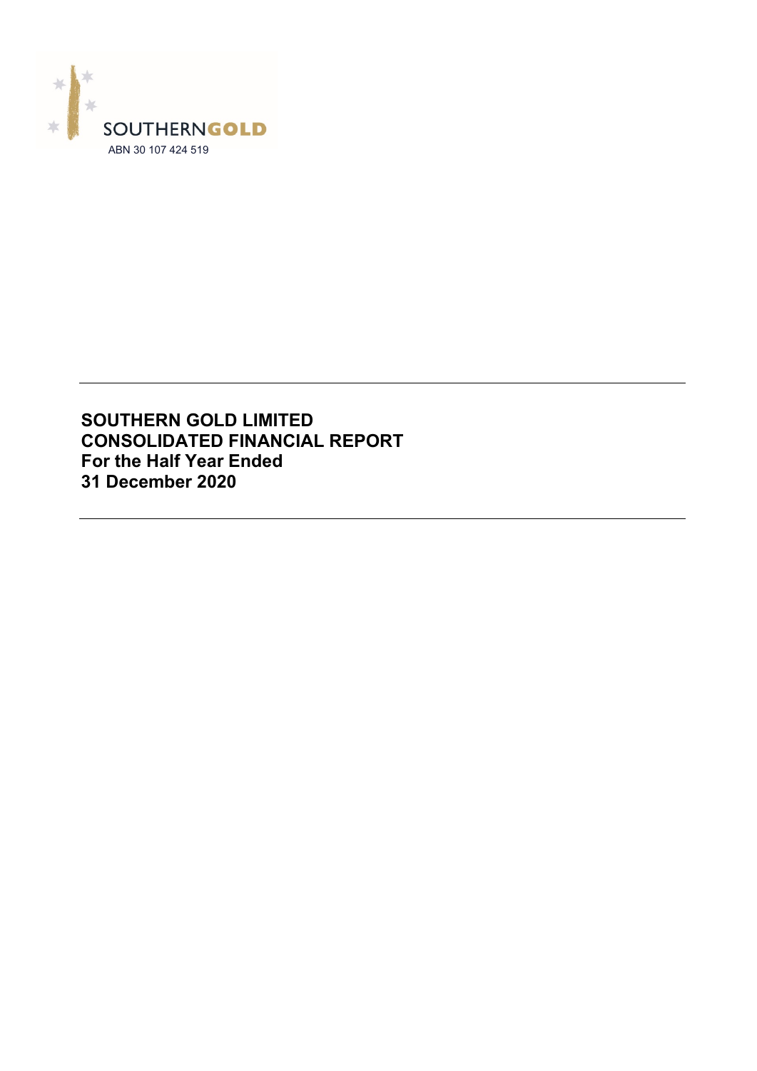SOUTHERNGOLD

ABN 30 107 424 519

# SOUTHERN GOLD LIMITED
# CONSOLIDATED FINANCIAL REPORT
# For the Half Year Ended
# 31 December 2020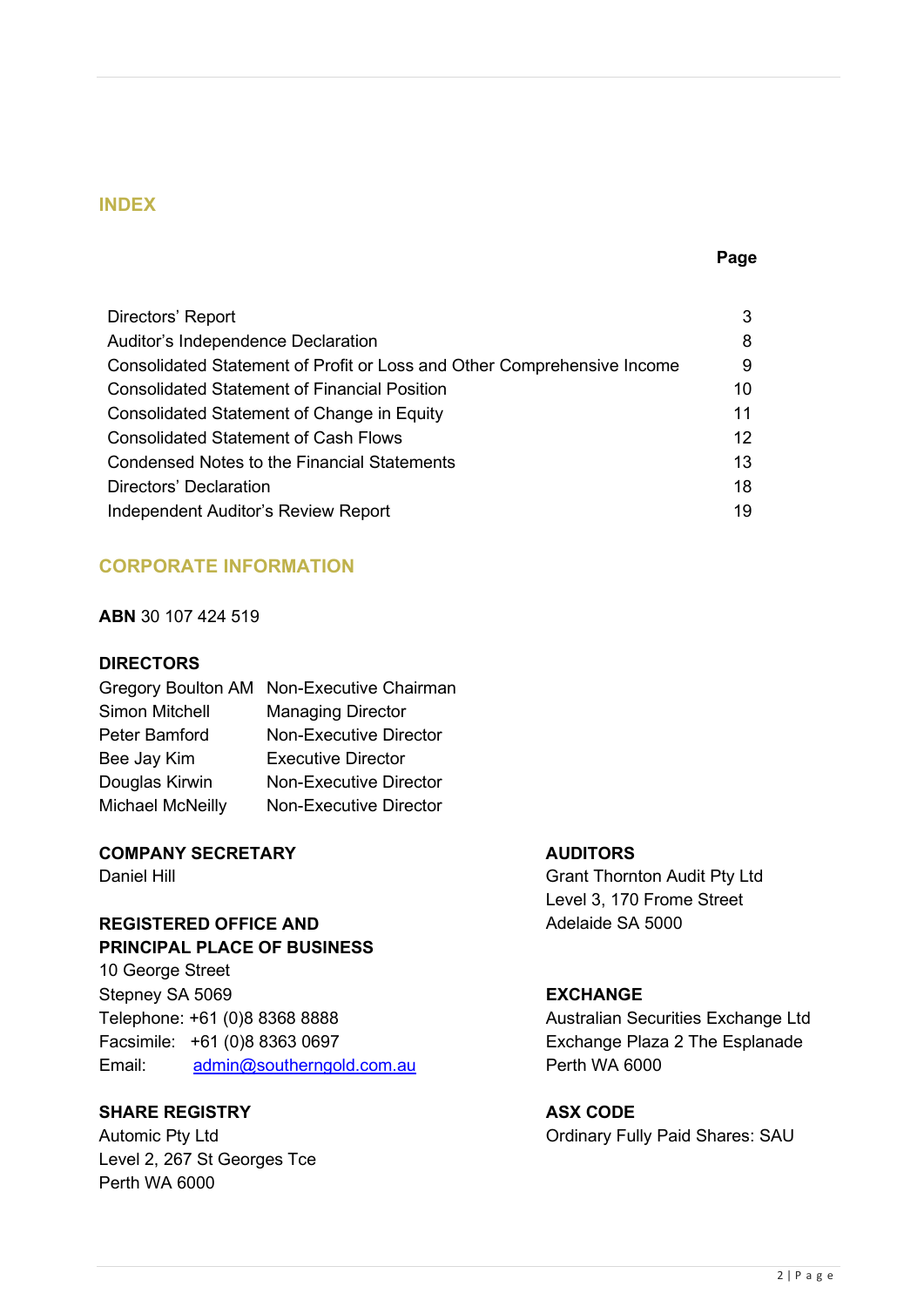## INDEX

| | Page |
|---|---|
| Directors' Report | 3 |
| Auditor's Independence Declaration | 8 |
| Consolidated Statement of Profit or Loss and Other Comprehensive Income | 9 |
| Consolidated Statement of Financial Position | 10 |
| Consolidated Statement of Change in Equity | 11 |
| Consolidated Statement of Cash Flows | 12 |
| Condensed Notes to the Financial Statements | 13 |
| Directors' Declaration | 18 |
| Independent Auditor's Review Report | 19 |

## CORPORATE INFORMATION

**ABN** 30 107 424 519

**DIRECTORS**

| | |
|---|---|
| Gregory Boulton AM | Non-Executive Chairman |
| Simon Mitchell | Managing Director |
| Peter Bamford | Non-Executive Director |
| Bee Jay Kim | Executive Director |
| Douglas Kirwin | Non-Executive Director |
| Michael McNeilly | Non-Executive Director |

**COMPANY SECRETARY**
Daniel Hill

**REGISTERED OFFICE AND PRINCIPAL PLACE OF BUSINESS**
10 George Street
Stepney SA 5069
Telephone: +61 (0)8 8368 8888
Facsimile: +61 (0)8 8363 0697
Email: admin@southerngold.com.au

**SHARE REGISTRY**
Automic Pty Ltd
Level 2, 267 St Georges Tce
Perth WA 6000

**AUDITORS**
Grant Thornton Audit Pty Ltd
Level 3, 170 Frome Street
Adelaide SA 5000

**EXCHANGE**
Australian Securities Exchange Ltd
Exchange Plaza 2 The Esplanade
Perth WA 6000

**ASX CODE**
Ordinary Fully Paid Shares: SAU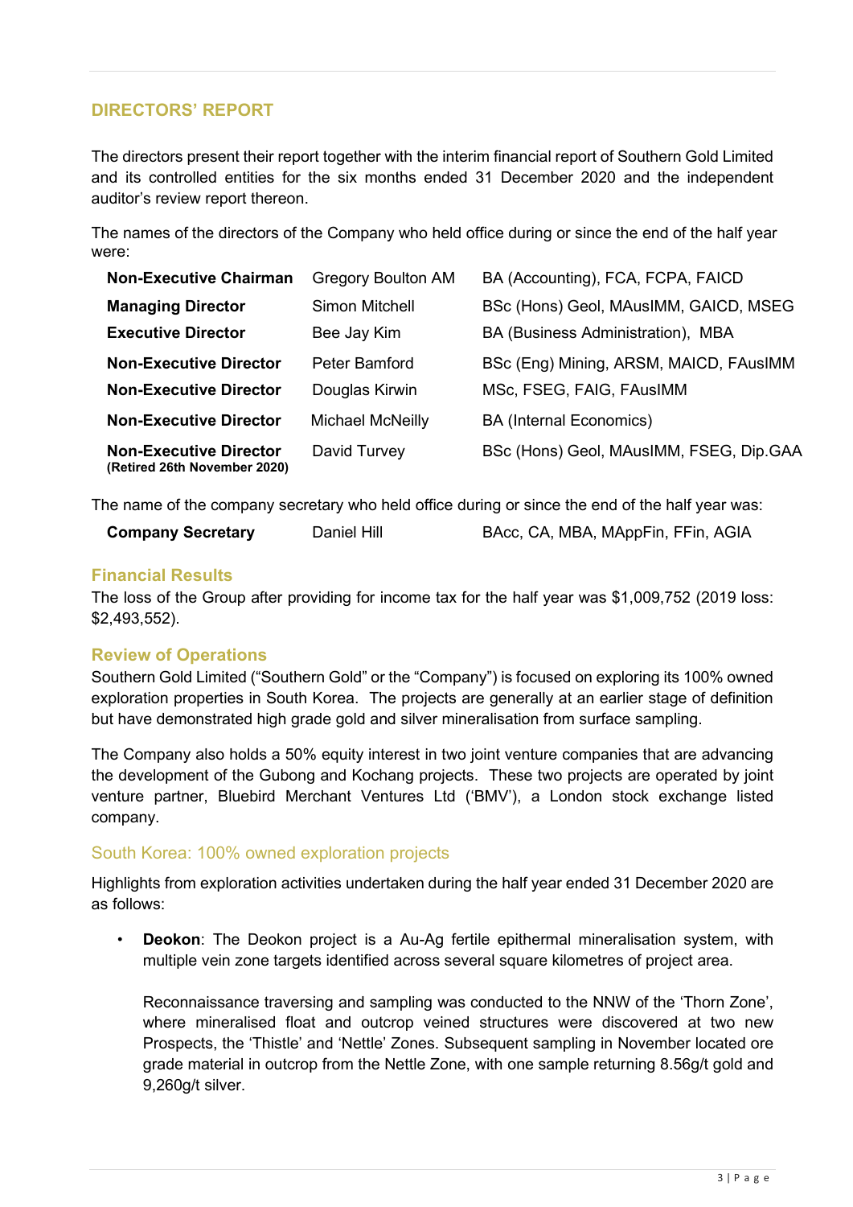## DIRECTORS' REPORT

The directors present their report together with the interim financial report of Southern Gold Limited and its controlled entities for the six months ended 31 December 2020 and the independent auditor's review report thereon.

The names of the directors of the Company who held office during or since the end of the half year were:

| | | |
|---|---|---|
| **Non-Executive Chairman** | Gregory Boulton AM | BA (Accounting), FCA, FCPA, FAICD |
| **Managing Director** | Simon Mitchell | BSc (Hons) Geol, MAusIMM, GAICD, MSEG |
| **Executive Director** | Bee Jay Kim | BA (Business Administration), MBA |
| **Non-Executive Director** | Peter Bamford | BSc (Eng) Mining, ARSM, MAICD, FAusIMM |
| **Non-Executive Director** | Douglas Kirwin | MSc, FSEG, FAIG, FAusIMM |
| **Non-Executive Director** | Michael McNeilly | BA (Internal Economics) |
| **Non-Executive Director** **(Retired 26th November 2020)** | David Turvey | BSc (Hons) Geol, MAusIMM, FSEG, Dip.GAA |

The name of the company secretary who held office during or since the end of the half year was:

| | | |
|---|---|---|
| **Company Secretary** | Daniel Hill | BAcc, CA, MBA, MAppFin, FFin, AGIA |

### Financial Results

The loss of the Group after providing for income tax for the half year was $1,009,752 (2019 loss: $2,493,552).

### Review of Operations

Southern Gold Limited ("Southern Gold" or the "Company") is focused on exploring its 100% owned exploration properties in South Korea. The projects are generally at an earlier stage of definition but have demonstrated high grade gold and silver mineralisation from surface sampling.

The Company also holds a 50% equity interest in two joint venture companies that are advancing the development of the Gubong and Kochang projects. These two projects are operated by joint venture partner, Bluebird Merchant Ventures Ltd ('BMV'), a London stock exchange listed company.

### South Korea: 100% owned exploration projects

Highlights from exploration activities undertaken during the half year ended 31 December 2020 are as follows:

- **Deokon**: The Deokon project is a Au-Ag fertile epithermal mineralisation system, with multiple vein zone targets identified across several square kilometres of project area.

  Reconnaissance traversing and sampling was conducted to the NNW of the 'Thorn Zone', where mineralised float and outcrop veined structures were discovered at two new Prospects, the 'Thistle' and 'Nettle' Zones. Subsequent sampling in November located ore grade material in outcrop from the Nettle Zone, with one sample returning 8.56g/t gold and 9,260g/t silver.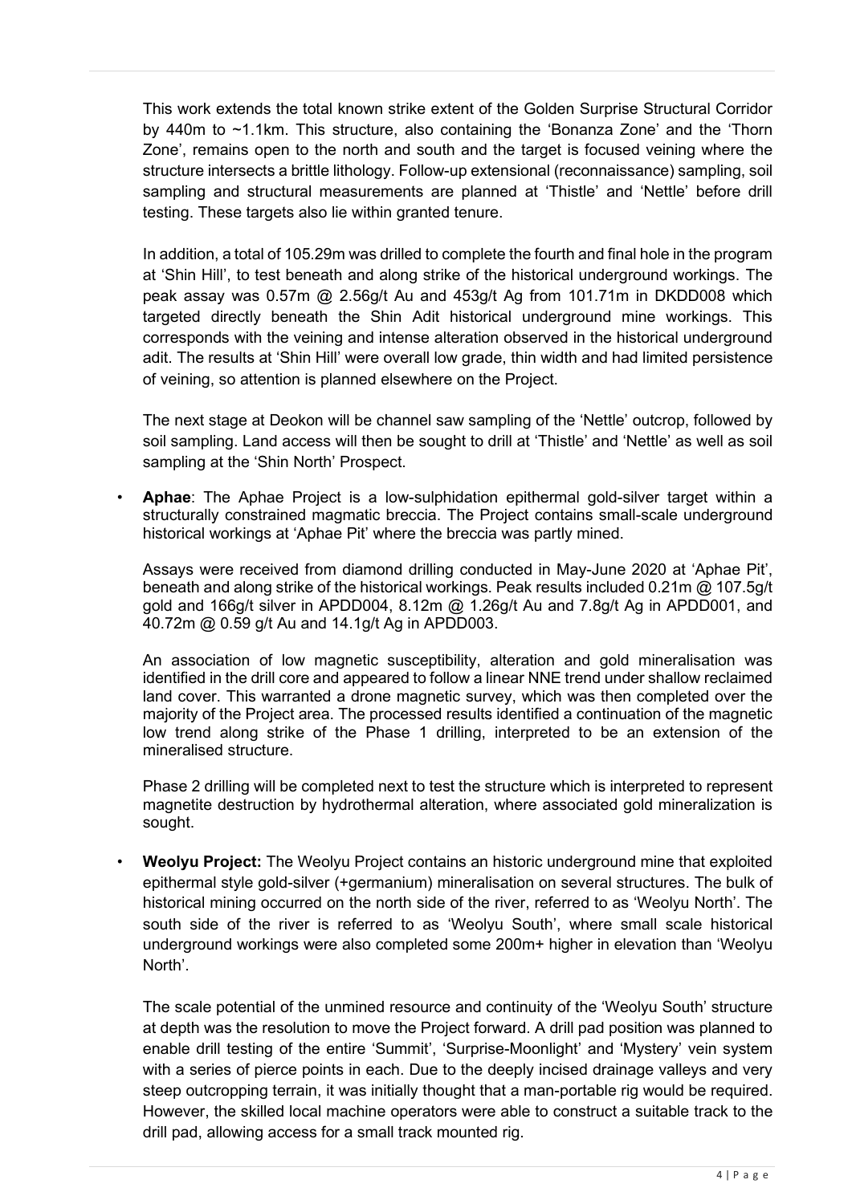This work extends the total known strike extent of the Golden Surprise Structural Corridor by 440m to ~1.1km. This structure, also containing the 'Bonanza Zone' and the 'Thorn Zone', remains open to the north and south and the target is focused veining where the structure intersects a brittle lithology. Follow-up extensional (reconnaissance) sampling, soil sampling and structural measurements are planned at 'Thistle' and 'Nettle' before drill testing. These targets also lie within granted tenure.

In addition, a total of 105.29m was drilled to complete the fourth and final hole in the program at 'Shin Hill', to test beneath and along strike of the historical underground workings. The peak assay was 0.57m @ 2.56g/t Au and 453g/t Ag from 101.71m in DKDD008 which targeted directly beneath the Shin Adit historical underground mine workings. This corresponds with the veining and intense alteration observed in the historical underground adit. The results at 'Shin Hill' were overall low grade, thin width and had limited persistence of veining, so attention is planned elsewhere on the Project.

The next stage at Deokon will be channel saw sampling of the 'Nettle' outcrop, followed by soil sampling. Land access will then be sought to drill at 'Thistle' and 'Nettle' as well as soil sampling at the 'Shin North' Prospect.

- **Aphae**: The Aphae Project is a low-sulphidation epithermal gold-silver target within a structurally constrained magmatic breccia. The Project contains small-scale underground historical workings at 'Aphae Pit' where the breccia was partly mined.

  Assays were received from diamond drilling conducted in May-June 2020 at 'Aphae Pit', beneath and along strike of the historical workings. Peak results included 0.21m @ 107.5g/t gold and 166g/t silver in APDD004, 8.12m @ 1.26g/t Au and 7.8g/t Ag in APDD001, and 40.72m @ 0.59 g/t Au and 14.1g/t Ag in APDD003.

  An association of low magnetic susceptibility, alteration and gold mineralisation was identified in the drill core and appeared to follow a linear NNE trend under shallow reclaimed land cover. This warranted a drone magnetic survey, which was then completed over the majority of the Project area. The processed results identified a continuation of the magnetic low trend along strike of the Phase 1 drilling, interpreted to be an extension of the mineralised structure.

  Phase 2 drilling will be completed next to test the structure which is interpreted to represent magnetite destruction by hydrothermal alteration, where associated gold mineralization is sought.

- **Weolyu Project:** The Weolyu Project contains an historic underground mine that exploited epithermal style gold-silver (+germanium) mineralisation on several structures. The bulk of historical mining occurred on the north side of the river, referred to as 'Weolyu North'. The south side of the river is referred to as 'Weolyu South', where small scale historical underground workings were also completed some 200m+ higher in elevation than 'Weolyu North'.

  The scale potential of the unmined resource and continuity of the 'Weolyu South' structure at depth was the resolution to move the Project forward. A drill pad position was planned to enable drill testing of the entire 'Summit', 'Surprise-Moonlight' and 'Mystery' vein system with a series of pierce points in each. Due to the deeply incised drainage valleys and very steep outcropping terrain, it was initially thought that a man-portable rig would be required. However, the skilled local machine operators were able to construct a suitable track to the drill pad, allowing access for a small track mounted rig.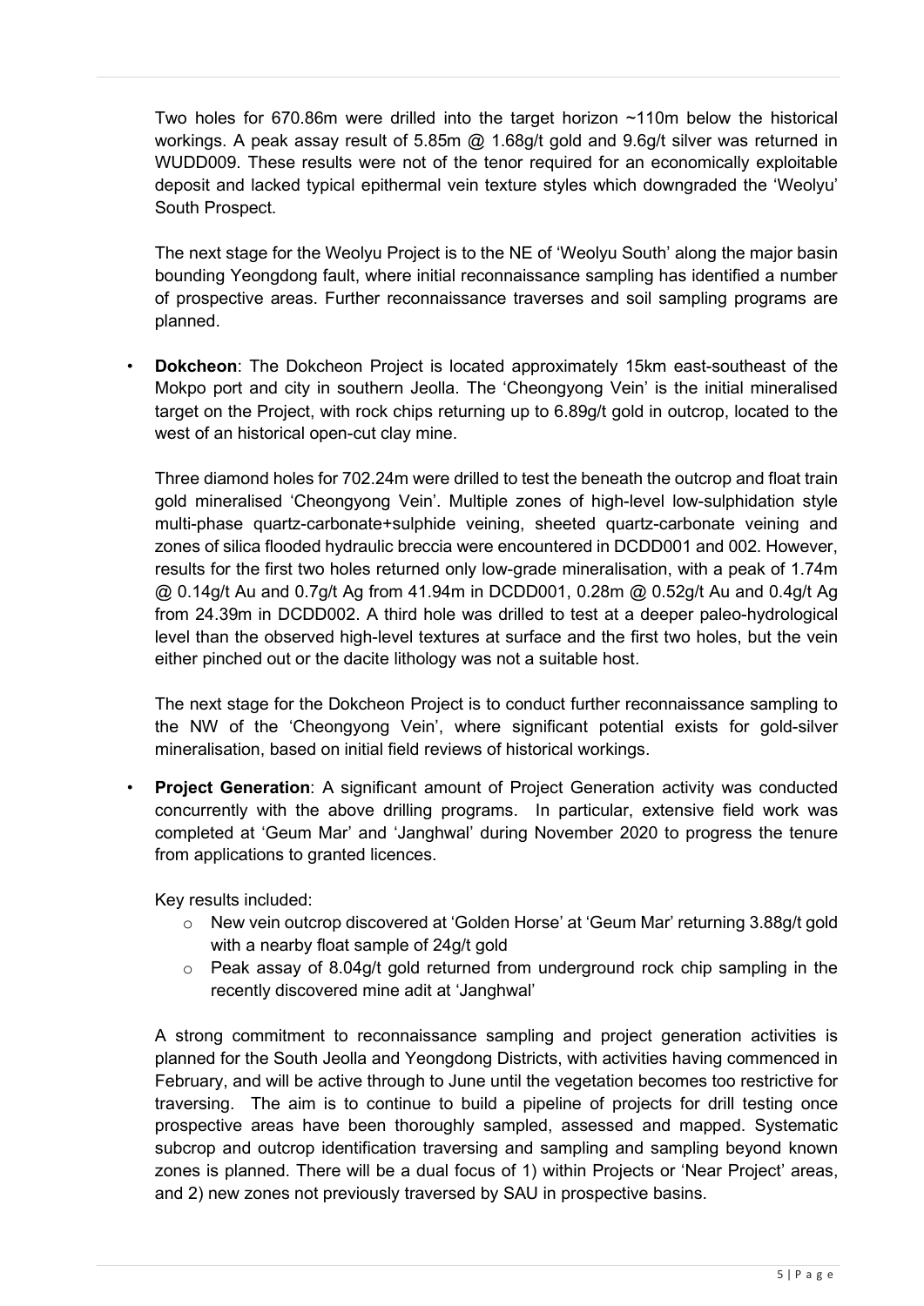Two holes for 670.86m were drilled into the target horizon ~110m below the historical workings. A peak assay result of 5.85m @ 1.68g/t gold and 9.6g/t silver was returned in WUDD009. These results were not of the tenor required for an economically exploitable deposit and lacked typical epithermal vein texture styles which downgraded the 'Weolyu' South Prospect.

The next stage for the Weolyu Project is to the NE of 'Weolyu South' along the major basin bounding Yeongdong fault, where initial reconnaissance sampling has identified a number of prospective areas. Further reconnaissance traverses and soil sampling programs are planned.

- **Dokcheon**: The Dokcheon Project is located approximately 15km east-southeast of the Mokpo port and city in southern Jeolla. The 'Cheongyong Vein' is the initial mineralised target on the Project, with rock chips returning up to 6.89g/t gold in outcrop, located to the west of an historical open-cut clay mine.

  Three diamond holes for 702.24m were drilled to test the beneath the outcrop and float train gold mineralised 'Cheongyong Vein'. Multiple zones of high-level low-sulphidation style multi-phase quartz-carbonate+sulphide veining, sheeted quartz-carbonate veining and zones of silica flooded hydraulic breccia were encountered in DCDD001 and 002. However, results for the first two holes returned only low-grade mineralisation, with a peak of 1.74m @ 0.14g/t Au and 0.7g/t Ag from 41.94m in DCDD001, 0.28m @ 0.52g/t Au and 0.4g/t Ag from 24.39m in DCDD002. A third hole was drilled to test at a deeper paleo-hydrological level than the observed high-level textures at surface and the first two holes, but the vein either pinched out or the dacite lithology was not a suitable host.

  The next stage for the Dokcheon Project is to conduct further reconnaissance sampling to the NW of the 'Cheongyong Vein', where significant potential exists for gold-silver mineralisation, based on initial field reviews of historical workings.

- **Project Generation**: A significant amount of Project Generation activity was conducted concurrently with the above drilling programs. In particular, extensive field work was completed at 'Geum Mar' and 'Janghwal' during November 2020 to progress the tenure from applications to granted licences.

  Key results included:
  - New vein outcrop discovered at 'Golden Horse' at 'Geum Mar' returning 3.88g/t gold with a nearby float sample of 24g/t gold
  - Peak assay of 8.04g/t gold returned from underground rock chip sampling in the recently discovered mine adit at 'Janghwal'

  A strong commitment to reconnaissance sampling and project generation activities is planned for the South Jeolla and Yeongdong Districts, with activities having commenced in February, and will be active through to June until the vegetation becomes too restrictive for traversing. The aim is to continue to build a pipeline of projects for drill testing once prospective areas have been thoroughly sampled, assessed and mapped. Systematic subcrop and outcrop identification traversing and sampling and sampling beyond known zones is planned. There will be a dual focus of 1) within Projects or 'Near Project' areas, and 2) new zones not previously traversed by SAU in prospective basins.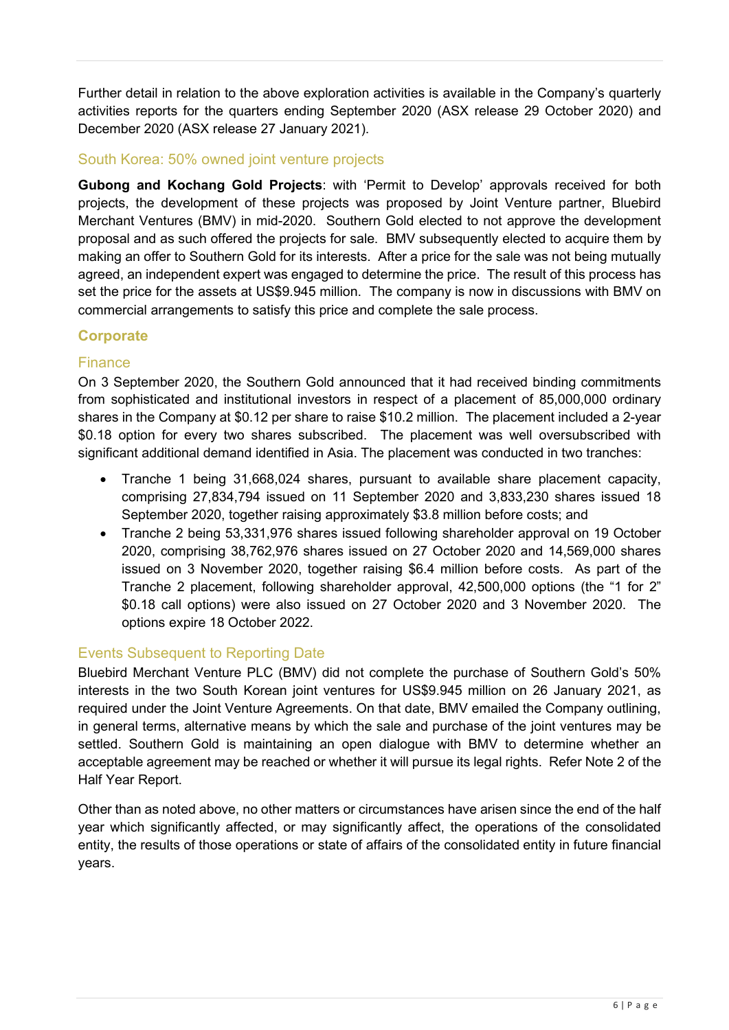Further detail in relation to the above exploration activities is available in the Company's quarterly activities reports for the quarters ending September 2020 (ASX release 29 October 2020) and December 2020 (ASX release 27 January 2021).

### South Korea: 50% owned joint venture projects

**Gubong and Kochang Gold Projects**: with 'Permit to Develop' approvals received for both projects, the development of these projects was proposed by Joint Venture partner, Bluebird Merchant Ventures (BMV) in mid-2020. Southern Gold elected to not approve the development proposal and as such offered the projects for sale. BMV subsequently elected to acquire them by making an offer to Southern Gold for its interests. After a price for the sale was not being mutually agreed, an independent expert was engaged to determine the price. The result of this process has set the price for the assets at US$9.945 million. The company is now in discussions with BMV on commercial arrangements to satisfy this price and complete the sale process.

## Corporate

### Finance

On 3 September 2020, the Southern Gold announced that it had received binding commitments from sophisticated and institutional investors in respect of a placement of 85,000,000 ordinary shares in the Company at $0.12 per share to raise $10.2 million. The placement included a 2-year $0.18 option for every two shares subscribed. The placement was well oversubscribed with significant additional demand identified in Asia. The placement was conducted in two tranches:

- Tranche 1 being 31,668,024 shares, pursuant to available share placement capacity, comprising 27,834,794 issued on 11 September 2020 and 3,833,230 shares issued 18 September 2020, together raising approximately $3.8 million before costs; and
- Tranche 2 being 53,331,976 shares issued following shareholder approval on 19 October 2020, comprising 38,762,976 shares issued on 27 October 2020 and 14,569,000 shares issued on 3 November 2020, together raising $6.4 million before costs. As part of the Tranche 2 placement, following shareholder approval, 42,500,000 options (the "1 for 2" $0.18 call options) were also issued on 27 October 2020 and 3 November 2020. The options expire 18 October 2022.

### Events Subsequent to Reporting Date

Bluebird Merchant Venture PLC (BMV) did not complete the purchase of Southern Gold's 50% interests in the two South Korean joint ventures for US$9.945 million on 26 January 2021, as required under the Joint Venture Agreements. On that date, BMV emailed the Company outlining, in general terms, alternative means by which the sale and purchase of the joint ventures may be settled. Southern Gold is maintaining an open dialogue with BMV to determine whether an acceptable agreement may be reached or whether it will pursue its legal rights. Refer Note 2 of the Half Year Report.

Other than as noted above, no other matters or circumstances have arisen since the end of the half year which significantly affected, or may significantly affect, the operations of the consolidated entity, the results of those operations or state of affairs of the consolidated entity in future financial years.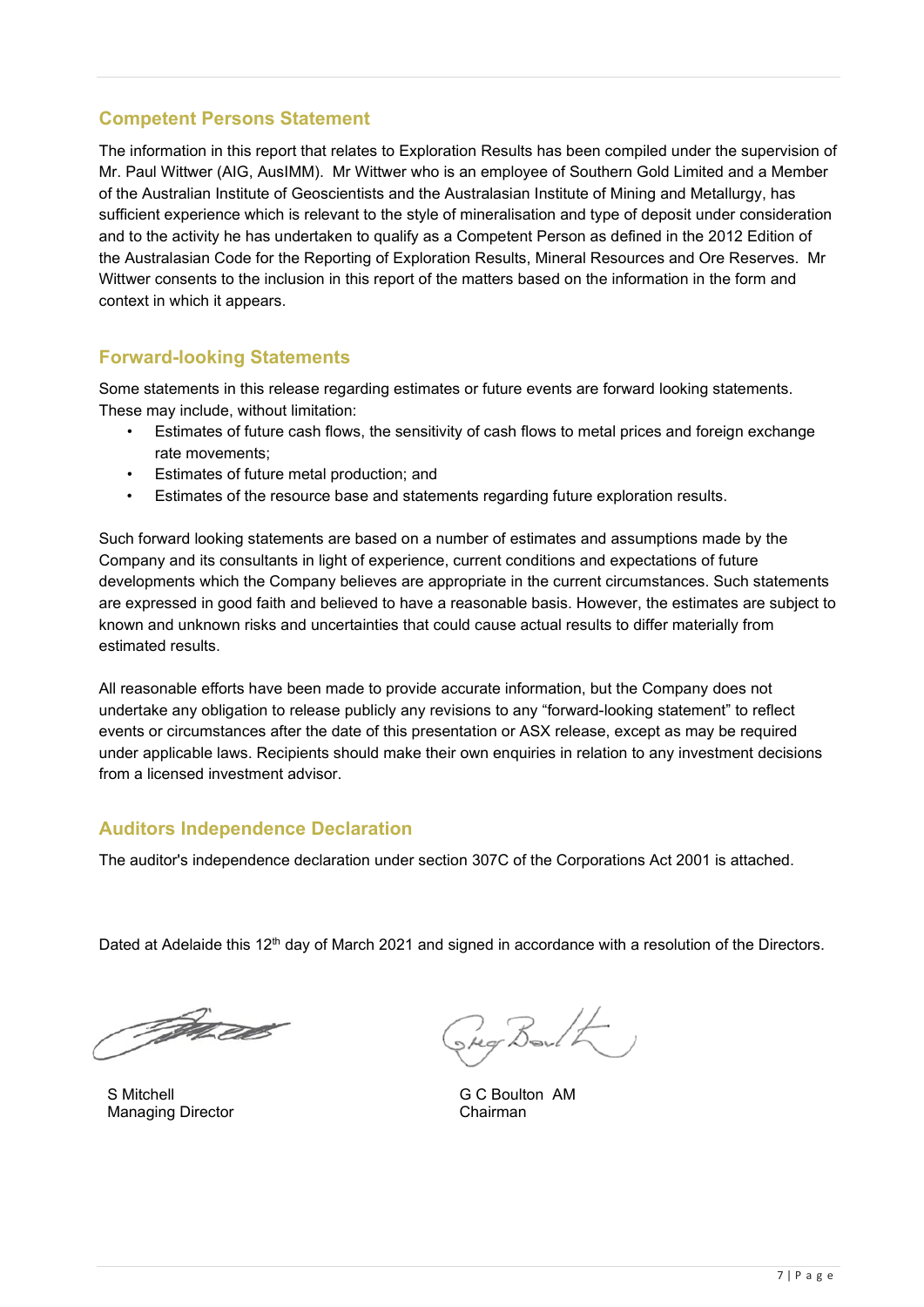## Competent Persons Statement

The information in this report that relates to Exploration Results has been compiled under the supervision of Mr. Paul Wittwer (AIG, AusIMM). Mr Wittwer who is an employee of Southern Gold Limited and a Member of the Australian Institute of Geoscientists and the Australasian Institute of Mining and Metallurgy, has sufficient experience which is relevant to the style of mineralisation and type of deposit under consideration and to the activity he has undertaken to qualify as a Competent Person as defined in the 2012 Edition of the Australasian Code for the Reporting of Exploration Results, Mineral Resources and Ore Reserves. Mr Wittwer consents to the inclusion in this report of the matters based on the information in the form and context in which it appears.

## Forward-looking Statements

Some statements in this release regarding estimates or future events are forward looking statements. These may include, without limitation:

- Estimates of future cash flows, the sensitivity of cash flows to metal prices and foreign exchange rate movements;
- Estimates of future metal production; and
- Estimates of the resource base and statements regarding future exploration results.

Such forward looking statements are based on a number of estimates and assumptions made by the Company and its consultants in light of experience, current conditions and expectations of future developments which the Company believes are appropriate in the current circumstances. Such statements are expressed in good faith and believed to have a reasonable basis. However, the estimates are subject to known and unknown risks and uncertainties that could cause actual results to differ materially from estimated results.

All reasonable efforts have been made to provide accurate information, but the Company does not undertake any obligation to release publicly any revisions to any "forward-looking statement" to reflect events or circumstances after the date of this presentation or ASX release, except as may be required under applicable laws. Recipients should make their own enquiries in relation to any investment decisions from a licensed investment advisor.

## Auditors Independence Declaration

The auditor's independence declaration under section 307C of the Corporations Act 2001 is attached.

Dated at Adelaide this 12th day of March 2021 and signed in accordance with a resolution of the Directors.

S Mitchell
Managing Director

G C Boulton AM
Chairman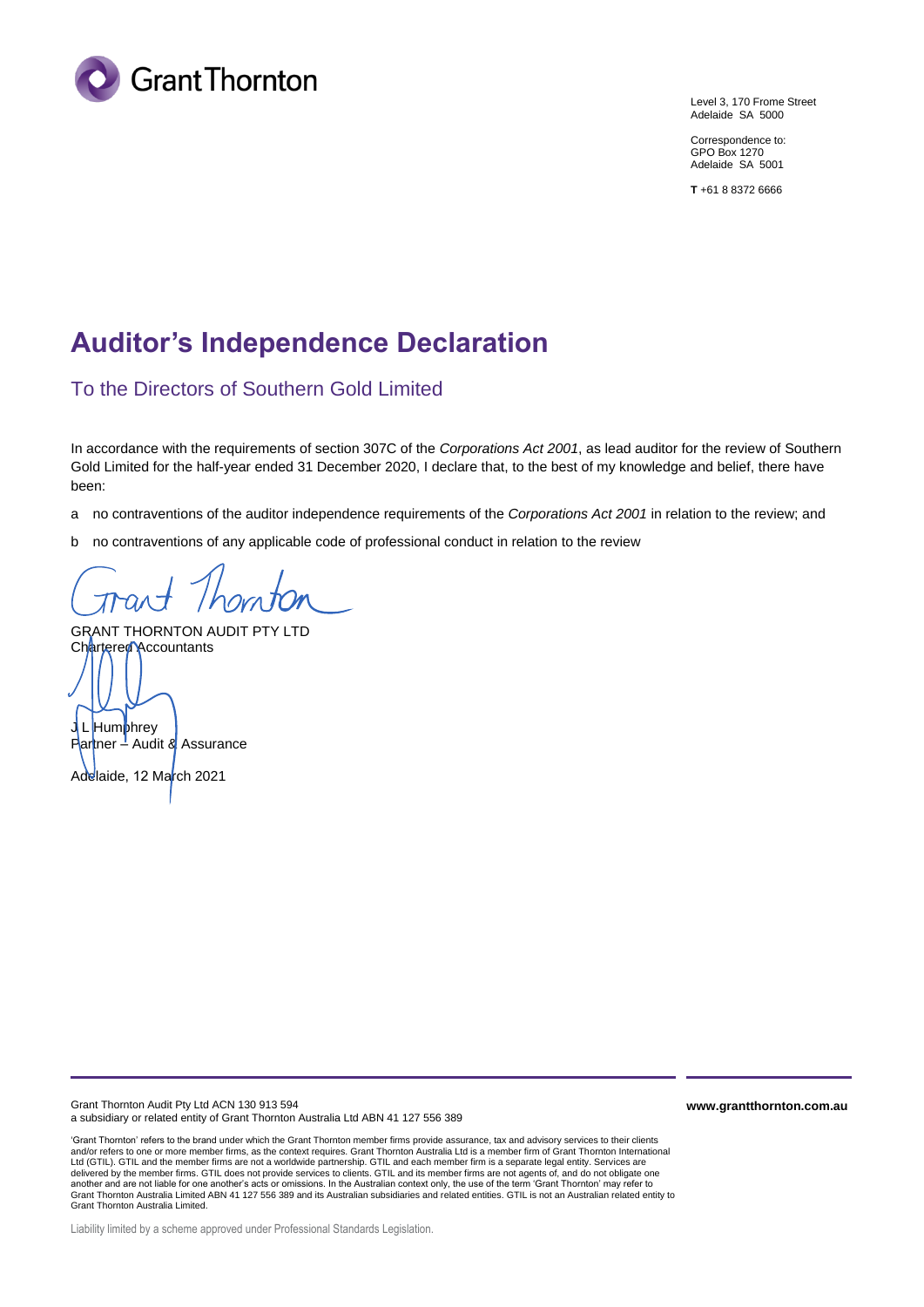Level 3, 170 Frome Street
Adelaide SA 5000

Correspondence to:
GPO Box 1270
Adelaide SA 5001

**T** +61 8 8372 6666

# Auditor's Independence Declaration

## To the Directors of Southern Gold Limited

In accordance with the requirements of section 307C of the *Corporations Act 2001*, as lead auditor for the review of Southern Gold Limited for the half-year ended 31 December 2020, I declare that, to the best of my knowledge and belief, there have been:

a no contraventions of the auditor independence requirements of the *Corporations Act 2001* in relation to the review; and

b no contraventions of any applicable code of professional conduct in relation to the review

GRANT THORNTON AUDIT PTY LTD
Chartered Accountants

J L Humphrey
Partner – Audit & Assurance

Adelaide, 12 March 2021

Grant Thornton Audit Pty Ltd ACN 130 913 594
a subsidiary or related entity of Grant Thornton Australia Ltd ABN 41 127 556 389

**www.grantthornton.com.au**

'Grant Thornton' refers to the brand under which the Grant Thornton member firms provide assurance, tax and advisory services to their clients and/or refers to one or more member firms, as the context requires. Grant Thornton Australia Ltd is a member firm of Grant Thornton International Ltd (GTIL). GTIL and the member firms are not a worldwide partnership. GTIL and each member firm is a separate legal entity. Services are delivered by the member firms. GTIL does not provide services to clients. GTIL and its member firms are not agents of, and do not obligate one another and are not liable for one another's acts or omissions. In the Australian context only, the use of the term 'Grant Thornton' may refer to Grant Thornton Australia Limited ABN 41 127 556 389 and its Australian subsidiaries and related entities. GTIL is not an Australian related entity to Grant Thornton Australia Limited.

Liability limited by a scheme approved under Professional Standards Legislation.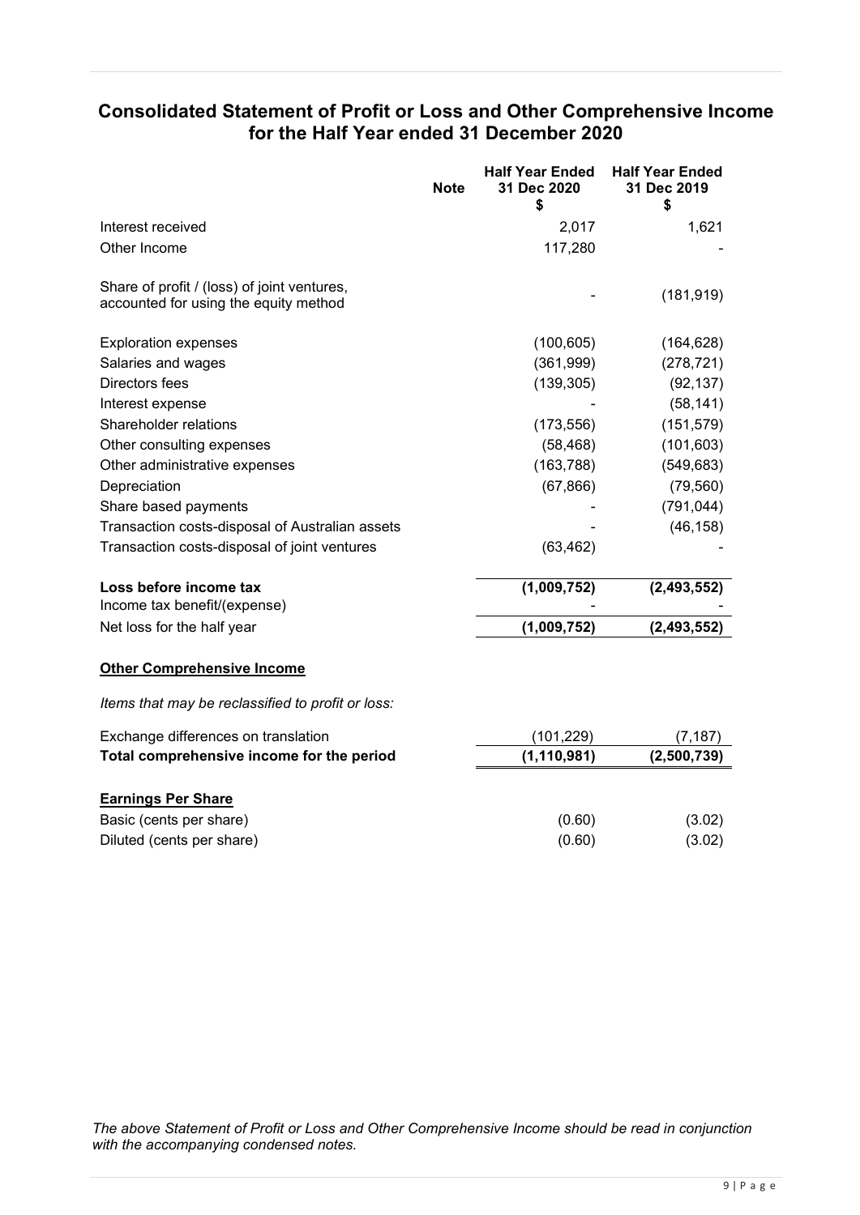## Consolidated Statement of Profit or Loss and Other Comprehensive Income for the Half Year ended 31 December 2020

| | Note | Half Year Ended 31 Dec 2020 $ | Half Year Ended 31 Dec 2019 $ |
|---|---|---|---|
| Interest received | | 2,017 | 1,621 |
| Other Income | | 117,280 | - |
| Share of profit / (loss) of joint ventures, accounted for using the equity method | | - | (181,919) |
| Exploration expenses | | (100,605) | (164,628) |
| Salaries and wages | | (361,999) | (278,721) |
| Directors fees | | (139,305) | (92,137) |
| Interest expense | | - | (58,141) |
| Shareholder relations | | (173,556) | (151,579) |
| Other consulting expenses | | (58,468) | (101,603) |
| Other administrative expenses | | (163,788) | (549,683) |
| Depreciation | | (67,866) | (79,560) |
| Share based payments | | - | (791,044) |
| Transaction costs-disposal of Australian assets | | - | (46,158) |
| Transaction costs-disposal of joint ventures | | (63,462) | - |
| **Loss before income tax** | | **(1,009,752)** | **(2,493,552)** |
| Income tax benefit/(expense) | | - | - |
| Net loss for the half year | | **(1,009,752)** | **(2,493,552)** |
| **Other Comprehensive Income** | | | |
| *Items that may be reclassified to profit or loss:* | | | |
| Exchange differences on translation | | (101,229) | (7,187) |
| **Total comprehensive income for the period** | | **(1,110,981)** | **(2,500,739)** |
| **Earnings Per Share** | | | |
| Basic (cents per share) | | (0.60) | (3.02) |
| Diluted (cents per share) | | (0.60) | (3.02) |

*The above Statement of Profit or Loss and Other Comprehensive Income should be read in conjunction with the accompanying condensed notes.*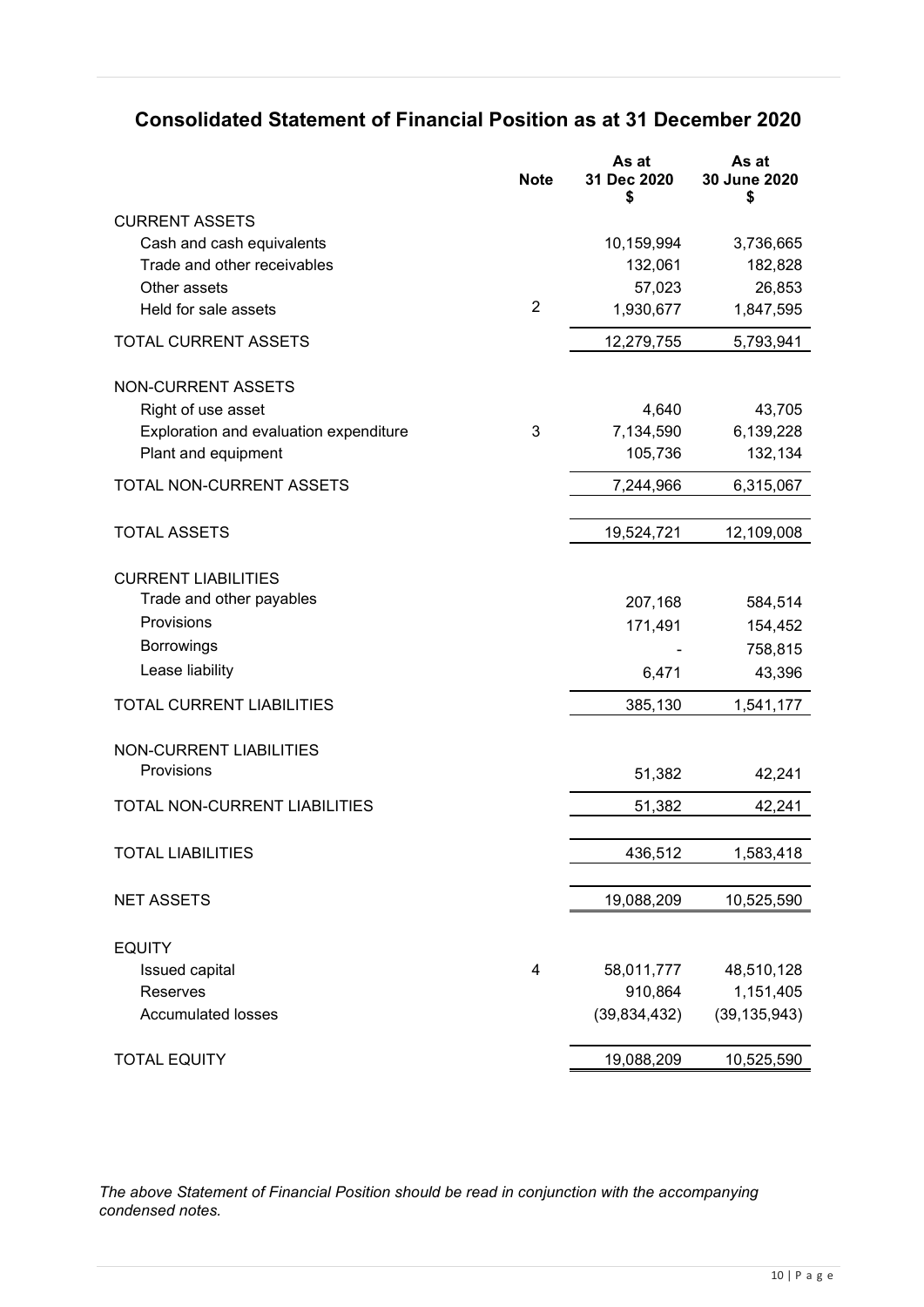## Consolidated Statement of Financial Position as at 31 December 2020

| | Note | As at 31 Dec 2020 $ | As at 30 June 2020 $ |
|---|---|---|---|
| CURRENT ASSETS | | | |
| Cash and cash equivalents | | 10,159,994 | 3,736,665 |
| Trade and other receivables | | 132,061 | 182,828 |
| Other assets | | 57,023 | 26,853 |
| Held for sale assets | 2 | 1,930,677 | 1,847,595 |
| TOTAL CURRENT ASSETS | | 12,279,755 | 5,793,941 |
| NON-CURRENT ASSETS | | | |
| Right of use asset | | 4,640 | 43,705 |
| Exploration and evaluation expenditure | 3 | 7,134,590 | 6,139,228 |
| Plant and equipment | | 105,736 | 132,134 |
| TOTAL NON-CURRENT ASSETS | | 7,244,966 | 6,315,067 |
| TOTAL ASSETS | | 19,524,721 | 12,109,008 |
| CURRENT LIABILITIES | | | |
| Trade and other payables | | 207,168 | 584,514 |
| Provisions | | 171,491 | 154,452 |
| Borrowings | | - | 758,815 |
| Lease liability | | 6,471 | 43,396 |
| TOTAL CURRENT LIABILITIES | | 385,130 | 1,541,177 |
| NON-CURRENT LIABILITIES | | | |
| Provisions | | 51,382 | 42,241 |
| TOTAL NON-CURRENT LIABILITIES | | 51,382 | 42,241 |
| TOTAL LIABILITIES | | 436,512 | 1,583,418 |
| NET ASSETS | | 19,088,209 | 10,525,590 |
| EQUITY | | | |
| Issued capital | 4 | 58,011,777 | 48,510,128 |
| Reserves | | 910,864 | 1,151,405 |
| Accumulated losses | | (39,834,432) | (39,135,943) |
| TOTAL EQUITY | | 19,088,209 | 10,525,590 |

*The above Statement of Financial Position should be read in conjunction with the accompanying condensed notes.*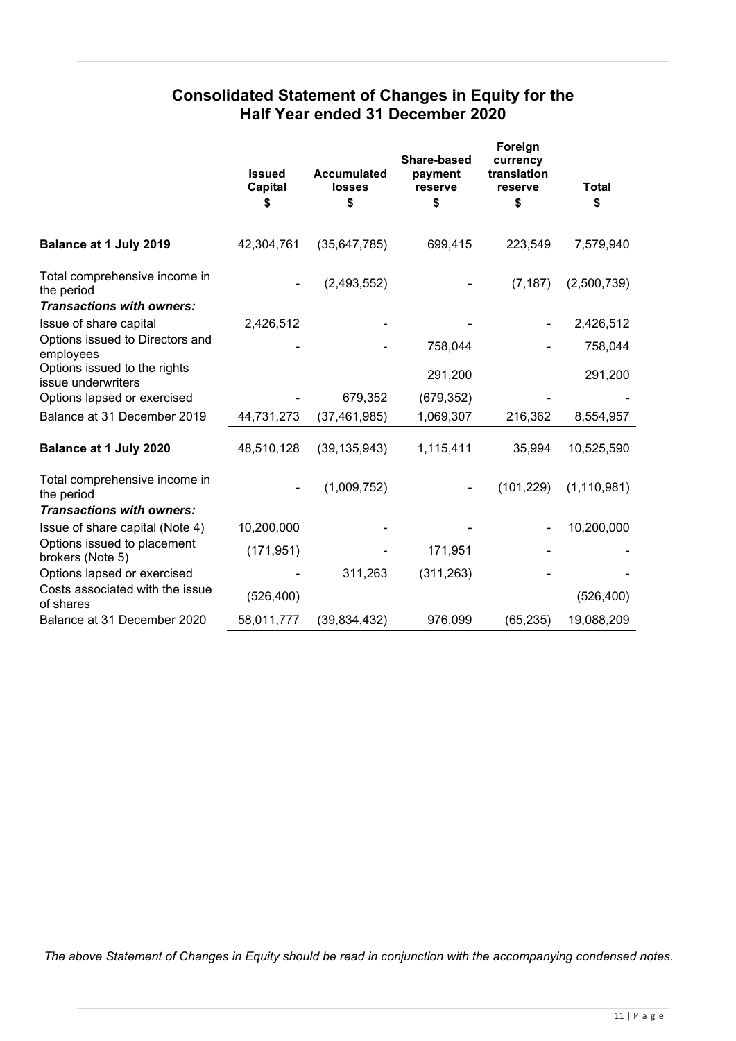## Consolidated Statement of Changes in Equity for the Half Year ended 31 December 2020

| | Issued Capital $ | Accumulated losses $ | Share-based payment reserve $ | Foreign currency translation reserve $ | Total $ |
|---|---|---|---|---|---|
| **Balance at 1 July 2019** | 42,304,761 | (35,647,785) | 699,415 | 223,549 | 7,579,940 |
| Total comprehensive income in the period | - | (2,493,552) | - | (7,187) | (2,500,739) |
| ***Transactions with owners:*** | | | | | |
| Issue of share capital | 2,426,512 | - | - | - | 2,426,512 |
| Options issued to Directors and employees | - | - | 758,044 | - | 758,044 |
| Options issued to the rights issue underwriters | | | 291,200 | | 291,200 |
| Options lapsed or exercised | - | 679,352 | (679,352) | - | - |
| Balance at 31 December 2019 | 44,731,273 | (37,461,985) | 1,069,307 | 216,362 | 8,554,957 |
| **Balance at 1 July 2020** | 48,510,128 | (39,135,943) | 1,115,411 | 35,994 | 10,525,590 |
| Total comprehensive income in the period | - | (1,009,752) | - | (101,229) | (1,110,981) |
| ***Transactions with owners:*** | | | | | |
| Issue of share capital (Note 4) | 10,200,000 | - | - | - | 10,200,000 |
| Options issued to placement brokers (Note 5) | (171,951) | - | 171,951 | - | - |
| Options lapsed or exercised | - | 311,263 | (311,263) | - | - |
| Costs associated with the issue of shares | (526,400) | | | | (526,400) |
| Balance at 31 December 2020 | 58,011,777 | (39,834,432) | 976,099 | (65,235) | 19,088,209 |

*The above Statement of Changes in Equity should be read in conjunction with the accompanying condensed notes.*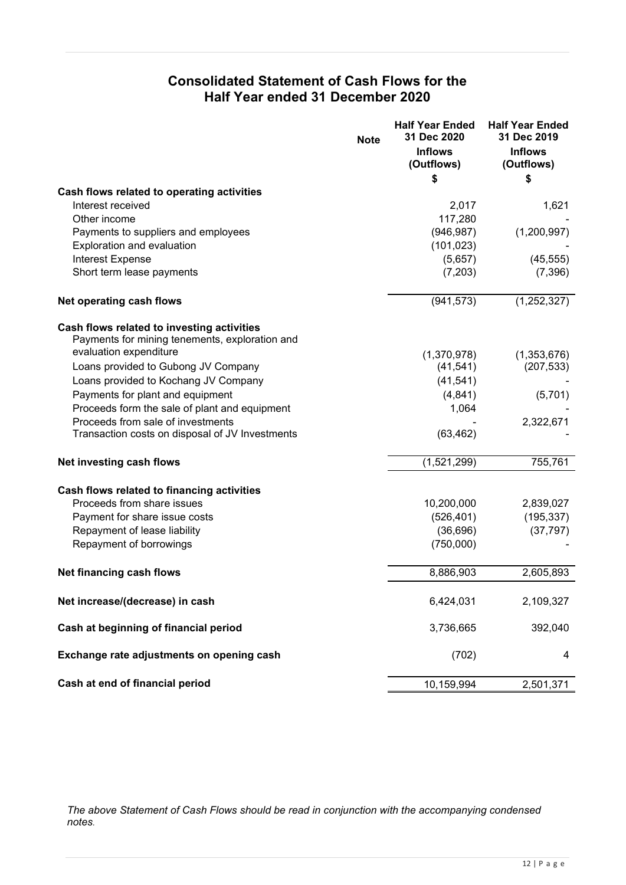# Consolidated Statement of Cash Flows for the Half Year ended 31 December 2020

| | Note | Half Year Ended 31 Dec 2020 Inflows (Outflows) $ | Half Year Ended 31 Dec 2019 Inflows (Outflows) $ |
|---|---|---|---|
| **Cash flows related to operating activities** | | | |
| Interest received | | 2,017 | 1,621 |
| Other income | | 117,280 | - |
| Payments to suppliers and employees | | (946,987) | (1,200,997) |
| Exploration and evaluation | | (101,023) | - |
| Interest Expense | | (5,657) | (45,555) |
| Short term lease payments | | (7,203) | (7,396) |
| **Net operating cash flows** | | (941,573) | (1,252,327) |
| **Cash flows related to investing activities** | | | |
| Payments for mining tenements, exploration and evaluation expenditure | | (1,370,978) | (1,353,676) |
| Loans provided to Gubong JV Company | | (41,541) | (207,533) |
| Loans provided to Kochang JV Company | | (41,541) | - |
| Payments for plant and equipment | | (4,841) | (5,701) |
| Proceeds form the sale of plant and equipment | | 1,064 | - |
| Proceeds from sale of investments | | - | 2,322,671 |
| Transaction costs on disposal of JV Investments | | (63,462) | - |
| **Net investing cash flows** | | (1,521,299) | 755,761 |
| **Cash flows related to financing activities** | | | |
| Proceeds from share issues | | 10,200,000 | 2,839,027 |
| Payment for share issue costs | | (526,401) | (195,337) |
| Repayment of lease liability | | (36,696) | (37,797) |
| Repayment of borrowings | | (750,000) | - |
| **Net financing cash flows** | | 8,886,903 | 2,605,893 |
| **Net increase/(decrease) in cash** | | 6,424,031 | 2,109,327 |
| **Cash at beginning of financial period** | | 3,736,665 | 392,040 |
| **Exchange rate adjustments on opening cash** | | (702) | 4 |
| **Cash at end of financial period** | | 10,159,994 | 2,501,371 |

*The above Statement of Cash Flows should be read in conjunction with the accompanying condensed notes.*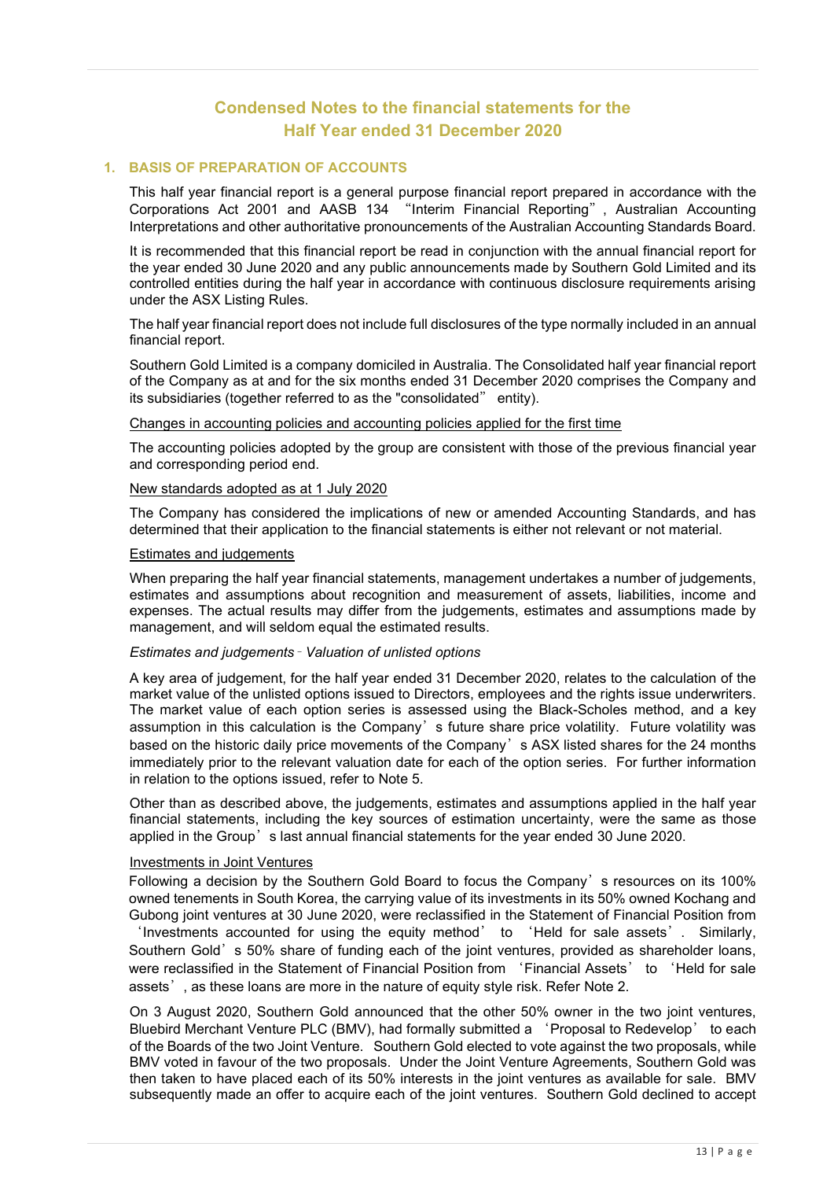# Condensed Notes to the financial statements for the Half Year ended 31 December 2020

## 1. BASIS OF PREPARATION OF ACCOUNTS

This half year financial report is a general purpose financial report prepared in accordance with the Corporations Act 2001 and AASB 134 "Interim Financial Reporting", Australian Accounting Interpretations and other authoritative pronouncements of the Australian Accounting Standards Board.

It is recommended that this financial report be read in conjunction with the annual financial report for the year ended 30 June 2020 and any public announcements made by Southern Gold Limited and its controlled entities during the half year in accordance with continuous disclosure requirements arising under the ASX Listing Rules.

The half year financial report does not include full disclosures of the type normally included in an annual financial report.

Southern Gold Limited is a company domiciled in Australia. The Consolidated half year financial report of the Company as at and for the six months ended 31 December 2020 comprises the Company and its subsidiaries (together referred to as the "consolidated" entity).

Changes in accounting policies and accounting policies applied for the first time

The accounting policies adopted by the group are consistent with those of the previous financial year and corresponding period end.

New standards adopted as at 1 July 2020

The Company has considered the implications of new or amended Accounting Standards, and has determined that their application to the financial statements is either not relevant or not material.

Estimates and judgements

When preparing the half year financial statements, management undertakes a number of judgements, estimates and assumptions about recognition and measurement of assets, liabilities, income and expenses. The actual results may differ from the judgements, estimates and assumptions made by management, and will seldom equal the estimated results.

*Estimates and judgements - Valuation of unlisted options*

A key area of judgement, for the half year ended 31 December 2020, relates to the calculation of the market value of the unlisted options issued to Directors, employees and the rights issue underwriters. The market value of each option series is assessed using the Black-Scholes method, and a key assumption in this calculation is the Company's future share price volatility. Future volatility was based on the historic daily price movements of the Company's ASX listed shares for the 24 months immediately prior to the relevant valuation date for each of the option series. For further information in relation to the options issued, refer to Note 5.

Other than as described above, the judgements, estimates and assumptions applied in the half year financial statements, including the key sources of estimation uncertainty, were the same as those applied in the Group's last annual financial statements for the year ended 30 June 2020.

Investments in Joint Ventures

Following a decision by the Southern Gold Board to focus the Company's resources on its 100% owned tenements in South Korea, the carrying value of its investments in its 50% owned Kochang and Gubong joint ventures at 30 June 2020, were reclassified in the Statement of Financial Position from 'Investments accounted for using the equity method' to 'Held for sale assets'. Similarly, Southern Gold's 50% share of funding each of the joint ventures, provided as shareholder loans, were reclassified in the Statement of Financial Position from 'Financial Assets' to 'Held for sale assets', as these loans are more in the nature of equity style risk. Refer Note 2.

On 3 August 2020, Southern Gold announced that the other 50% owner in the two joint ventures, Bluebird Merchant Venture PLC (BMV), had formally submitted a 'Proposal to Redevelop' to each of the Boards of the two Joint Venture. Southern Gold elected to vote against the two proposals, while BMV voted in favour of the two proposals. Under the Joint Venture Agreements, Southern Gold was then taken to have placed each of its 50% interests in the joint ventures as available for sale. BMV subsequently made an offer to acquire each of the joint ventures. Southern Gold declined to accept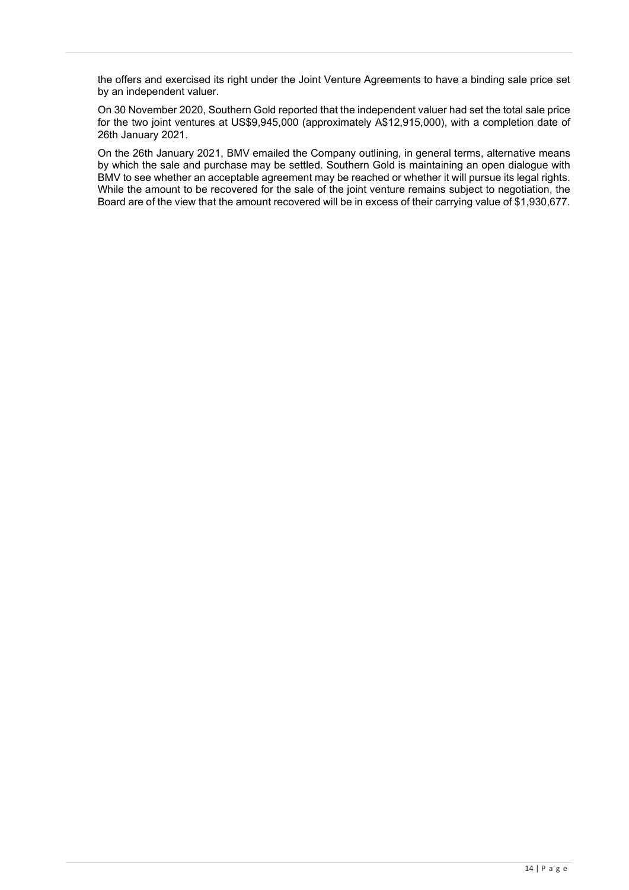the offers and exercised its right under the Joint Venture Agreements to have a binding sale price set by an independent valuer.

On 30 November 2020, Southern Gold reported that the independent valuer had set the total sale price for the two joint ventures at US$9,945,000 (approximately A$12,915,000), with a completion date of 26th January 2021.

On the 26th January 2021, BMV emailed the Company outlining, in general terms, alternative means by which the sale and purchase may be settled. Southern Gold is maintaining an open dialogue with BMV to see whether an acceptable agreement may be reached or whether it will pursue its legal rights. While the amount to be recovered for the sale of the joint venture remains subject to negotiation, the Board are of the view that the amount recovered will be in excess of their carrying value of $1,930,677.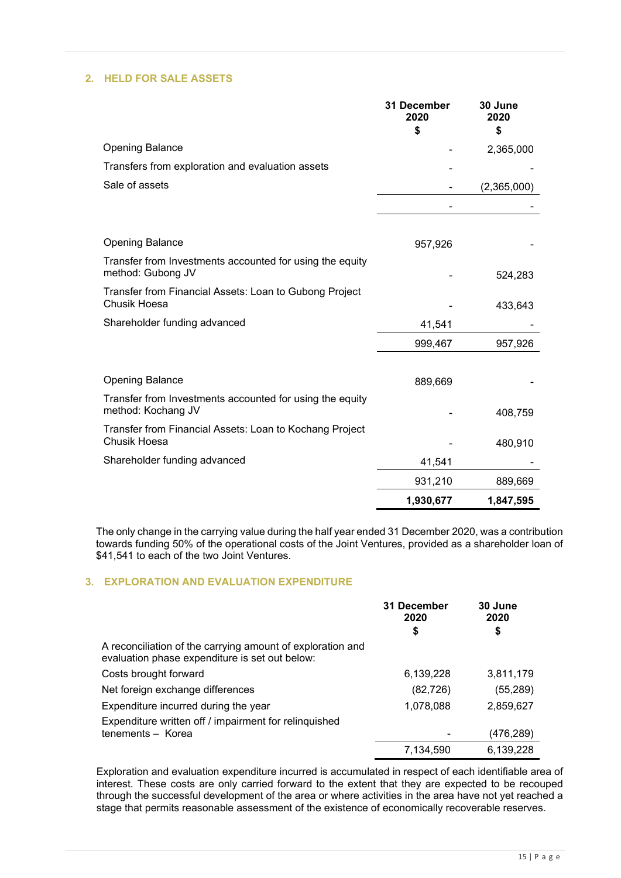## 2. HELD FOR SALE ASSETS

| | 31 December 2020 $ | 30 June 2020 $ |
|---|---|---|
| Opening Balance | - | 2,365,000 |
| Transfers from exploration and evaluation assets | - | - |
| Sale of assets | - | (2,365,000) |
| | - | - |
| | | |
| Opening Balance | 957,926 | - |
| Transfer from Investments accounted for using the equity method: Gubong JV | - | 524,283 |
| Transfer from Financial Assets: Loan to Gubong Project Chusik Hoesa | - | 433,643 |
| Shareholder funding advanced | 41,541 | - |
| | 999,467 | 957,926 |
| | | |
| Opening Balance | 889,669 | - |
| Transfer from Investments accounted for using the equity method: Kochang JV | - | 408,759 |
| Transfer from Financial Assets: Loan to Kochang Project Chusik Hoesa | - | 480,910 |
| Shareholder funding advanced | 41,541 | - |
| | 931,210 | 889,669 |
| | **1,930,677** | **1,847,595** |

The only change in the carrying value during the half year ended 31 December 2020, was a contribution towards funding 50% of the operational costs of the Joint Ventures, provided as a shareholder loan of $41,541 to each of the two Joint Ventures.

## 3. EXPLORATION AND EVALUATION EXPENDITURE

| | 31 December 2020 $ | 30 June 2020 $ |
|---|---|---|
| A reconciliation of the carrying amount of exploration and evaluation phase expenditure is set out below: | | |
| Costs brought forward | 6,139,228 | 3,811,179 |
| Net foreign exchange differences | (82,726) | (55,289) |
| Expenditure incurred during the year | 1,078,088 | 2,859,627 |
| Expenditure written off / impairment for relinquished tenements – Korea | - | (476,289) |
| | 7,134,590 | 6,139,228 |

Exploration and evaluation expenditure incurred is accumulated in respect of each identifiable area of interest. These costs are only carried forward to the extent that they are expected to be recouped through the successful development of the area or where activities in the area have not yet reached a stage that permits reasonable assessment of the existence of economically recoverable reserves.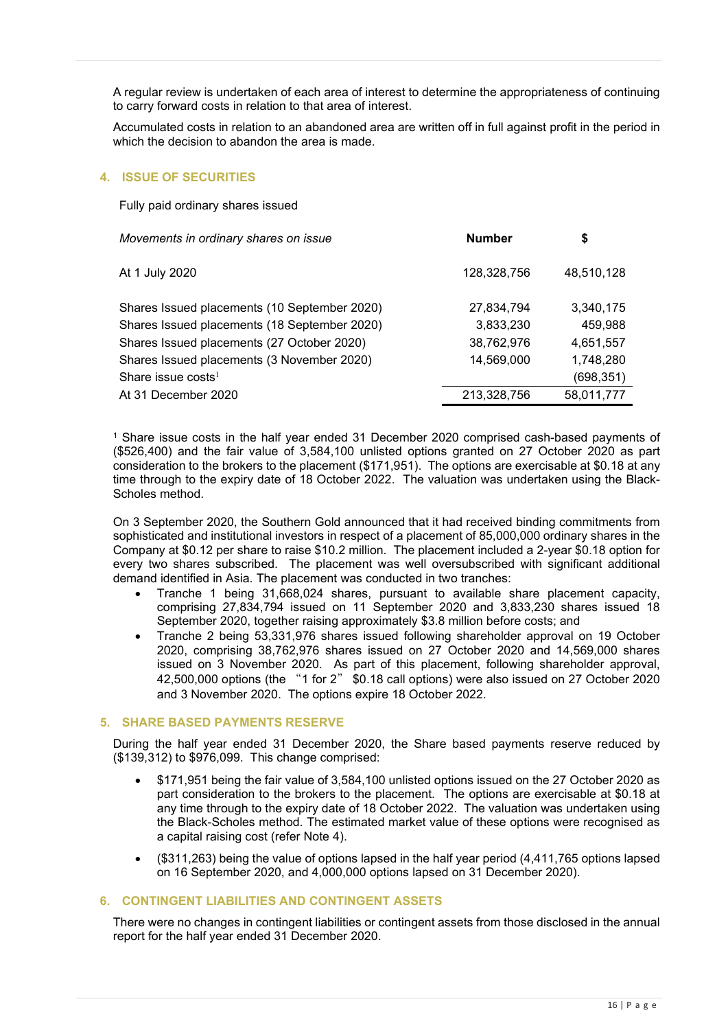A regular review is undertaken of each area of interest to determine the appropriateness of continuing to carry forward costs in relation to that area of interest.

Accumulated costs in relation to an abandoned area are written off in full against profit in the period in which the decision to abandon the area is made.

## 4. ISSUE OF SECURITIES

Fully paid ordinary shares issued

| *Movements in ordinary shares on issue* | **Number** | **$** |
|---|---|---|
| At 1 July 2020 | 128,328,756 | 48,510,128 |
| Shares Issued placements (10 September 2020) | 27,834,794 | 3,340,175 |
| Shares Issued placements (18 September 2020) | 3,833,230 | 459,988 |
| Shares Issued placements (27 October 2020) | 38,762,976 | 4,651,557 |
| Shares Issued placements (3 November 2020) | 14,569,000 | 1,748,280 |
| Share issue costs[1] | | (698,351) |
| At 31 December 2020 | 213,328,756 | 58,011,777 |

[1] Share issue costs in the half year ended 31 December 2020 comprised cash-based payments of ($526,400) and the fair value of 3,584,100 unlisted options granted on 27 October 2020 as part consideration to the brokers to the placement ($171,951). The options are exercisable at $0.18 at any time through to the expiry date of 18 October 2022. The valuation was undertaken using the Black-Scholes method.

On 3 September 2020, the Southern Gold announced that it had received binding commitments from sophisticated and institutional investors in respect of a placement of 85,000,000 ordinary shares in the Company at $0.12 per share to raise $10.2 million. The placement included a 2-year $0.18 option for every two shares subscribed. The placement was well oversubscribed with significant additional demand identified in Asia. The placement was conducted in two tranches:

- Tranche 1 being 31,668,024 shares, pursuant to available share placement capacity, comprising 27,834,794 issued on 11 September 2020 and 3,833,230 shares issued 18 September 2020, together raising approximately $3.8 million before costs; and
- Tranche 2 being 53,331,976 shares issued following shareholder approval on 19 October 2020, comprising 38,762,976 shares issued on 27 October 2020 and 14,569,000 shares issued on 3 November 2020. As part of this placement, following shareholder approval, 42,500,000 options (the "1 for 2" $0.18 call options) were also issued on 27 October 2020 and 3 November 2020. The options expire 18 October 2022.

## 5. SHARE BASED PAYMENTS RESERVE

During the half year ended 31 December 2020, the Share based payments reserve reduced by ($139,312) to $976,099. This change comprised:

- $171,951 being the fair value of 3,584,100 unlisted options issued on the 27 October 2020 as part consideration to the brokers to the placement. The options are exercisable at $0.18 at any time through to the expiry date of 18 October 2022. The valuation was undertaken using the Black-Scholes method. The estimated market value of these options were recognised as a capital raising cost (refer Note 4).
- ($311,263) being the value of options lapsed in the half year period (4,411,765 options lapsed on 16 September 2020, and 4,000,000 options lapsed on 31 December 2020).

## 6. CONTINGENT LIABILITIES AND CONTINGENT ASSETS

There were no changes in contingent liabilities or contingent assets from those disclosed in the annual report for the half year ended 31 December 2020.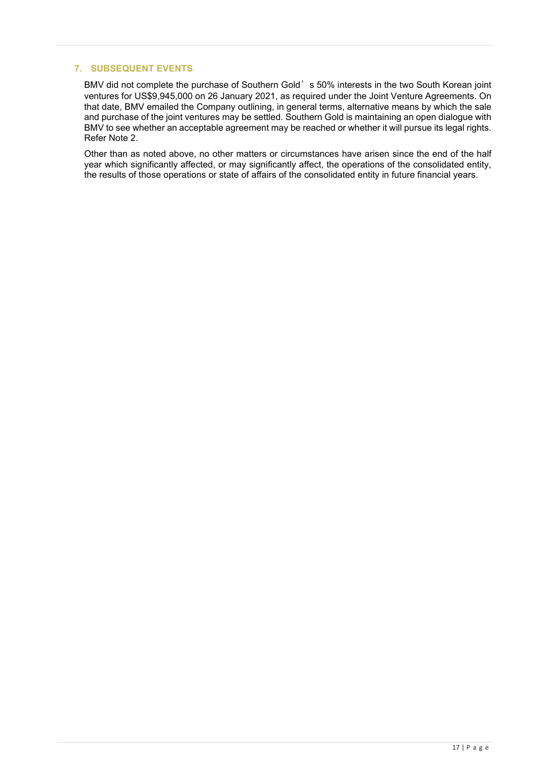## 7. SUBSEQUENT EVENTS

BMV did not complete the purchase of Southern Gold's 50% interests in the two South Korean joint ventures for US$9,945,000 on 26 January 2021, as required under the Joint Venture Agreements. On that date, BMV emailed the Company outlining, in general terms, alternative means by which the sale and purchase of the joint ventures may be settled. Southern Gold is maintaining an open dialogue with BMV to see whether an acceptable agreement may be reached or whether it will pursue its legal rights. Refer Note 2.

Other than as noted above, no other matters or circumstances have arisen since the end of the half year which significantly affected, or may significantly affect, the operations of the consolidated entity, the results of those operations or state of affairs of the consolidated entity in future financial years.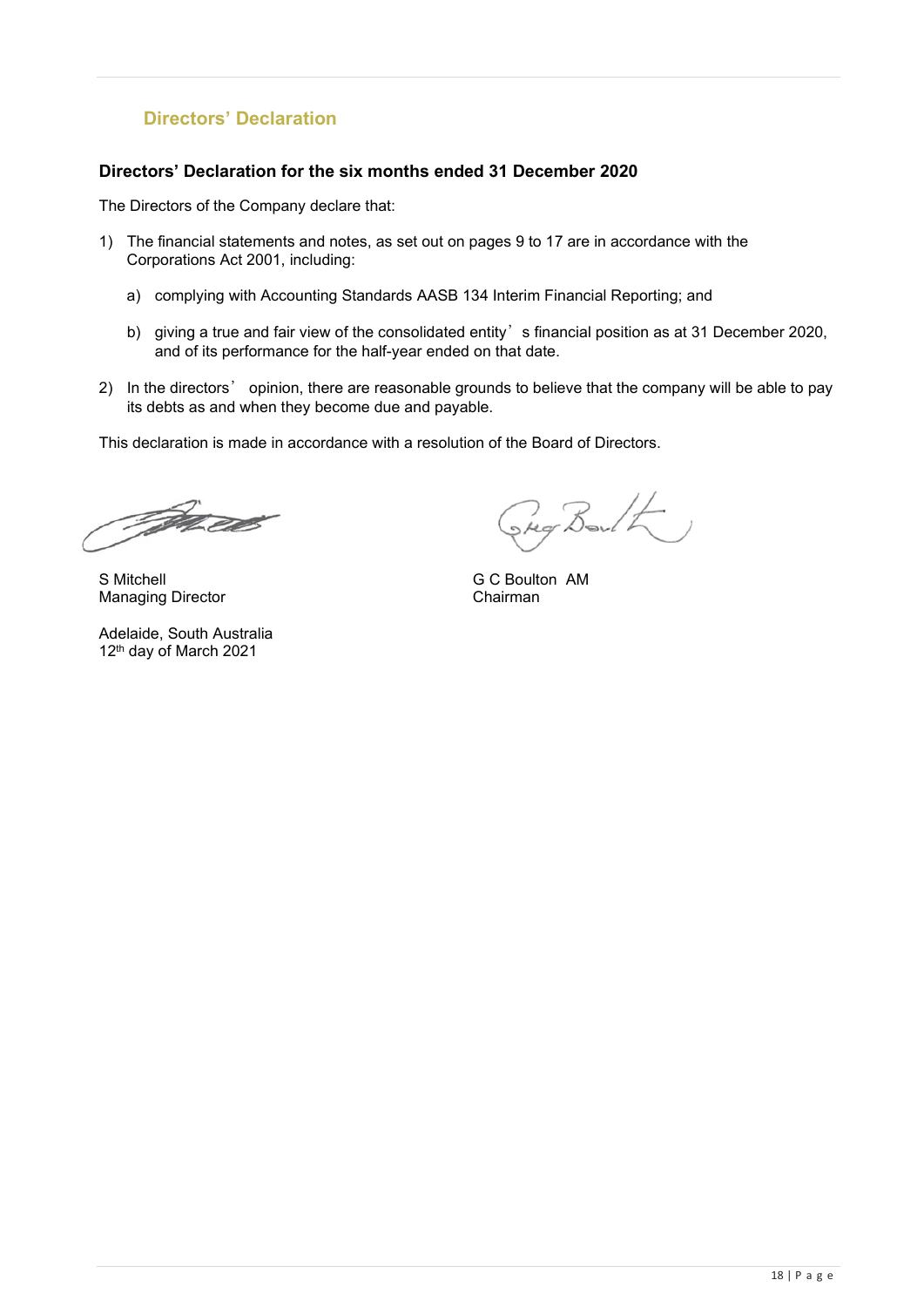## Directors' Declaration

### Directors' Declaration for the six months ended 31 December 2020

The Directors of the Company declare that:

1) The financial statements and notes, as set out on pages 9 to 17 are in accordance with the Corporations Act 2001, including:

   a) complying with Accounting Standards AASB 134 Interim Financial Reporting; and

   b) giving a true and fair view of the consolidated entity's financial position as at 31 December 2020, and of its performance for the half-year ended on that date.

2) In the directors' opinion, there are reasonable grounds to believe that the company will be able to pay its debts as and when they become due and payable.

This declaration is made in accordance with a resolution of the Board of Directors.

S Mitchell
Managing Director

G C Boulton AM
Chairman

Adelaide, South Australia
12th day of March 2021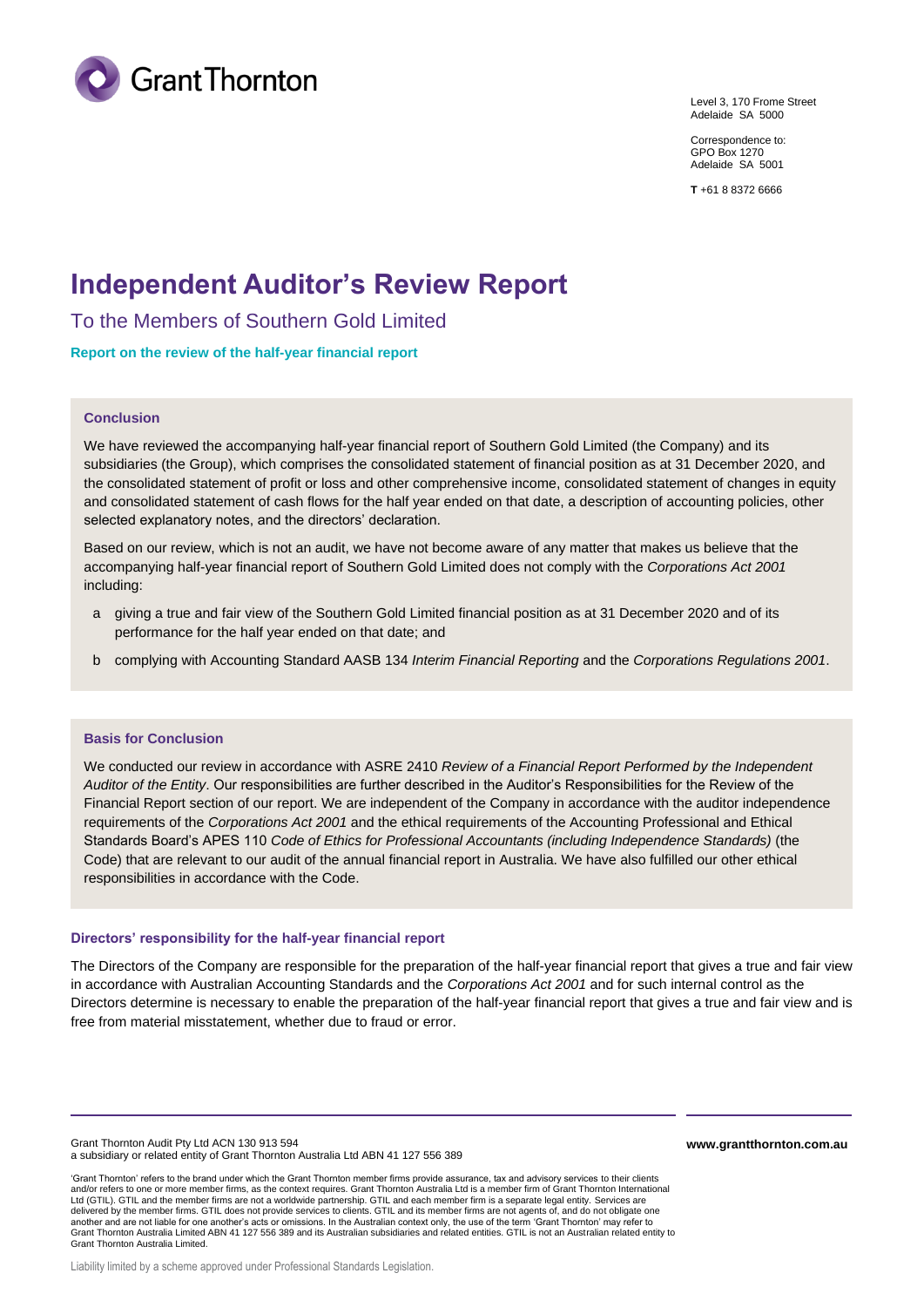Level 3, 170 Frome Street
Adelaide SA 5000

Correspondence to:
GPO Box 1270
Adelaide SA 5001

**T** +61 8 8372 6666

# Independent Auditor's Review Report

## To the Members of Southern Gold Limited

### Report on the review of the half-year financial report

#### Conclusion

We have reviewed the accompanying half-year financial report of Southern Gold Limited (the Company) and its subsidiaries (the Group), which comprises the consolidated statement of financial position as at 31 December 2020, and the consolidated statement of profit or loss and other comprehensive income, consolidated statement of changes in equity and consolidated statement of cash flows for the half year ended on that date, a description of accounting policies, other selected explanatory notes, and the directors' declaration.

Based on our review, which is not an audit, we have not become aware of any matter that makes us believe that the accompanying half-year financial report of Southern Gold Limited does not comply with the *Corporations Act 2001* including:

a giving a true and fair view of the Southern Gold Limited financial position as at 31 December 2020 and of its performance for the half year ended on that date; and

b complying with Accounting Standard AASB 134 *Interim Financial Reporting* and the *Corporations Regulations 2001*.

#### Basis for Conclusion

We conducted our review in accordance with ASRE 2410 *Review of a Financial Report Performed by the Independent Auditor of the Entity*. Our responsibilities are further described in the Auditor's Responsibilities for the Review of the Financial Report section of our report. We are independent of the Company in accordance with the auditor independence requirements of the *Corporations Act 2001* and the ethical requirements of the Accounting Professional and Ethical Standards Board's APES 110 *Code of Ethics for Professional Accountants (including Independence Standards)* (the Code) that are relevant to our audit of the annual financial report in Australia. We have also fulfilled our other ethical responsibilities in accordance with the Code.

#### Directors' responsibility for the half-year financial report

The Directors of the Company are responsible for the preparation of the half-year financial report that gives a true and fair view in accordance with Australian Accounting Standards and the *Corporations Act 2001* and for such internal control as the Directors determine is necessary to enable the preparation of the half-year financial report that gives a true and fair view and is free from material misstatement, whether due to fraud or error.

Grant Thornton Audit Pty Ltd ACN 130 913 594
a subsidiary or related entity of Grant Thornton Australia Ltd ABN 41 127 556 389

**www.grantthornton.com.au**

'Grant Thornton' refers to the brand under which the Grant Thornton member firms provide assurance, tax and advisory services to their clients and/or refers to one or more member firms, as the context requires. Grant Thornton Australia Ltd is a member firm of Grant Thornton International Ltd (GTIL). GTIL and the member firms are not a worldwide partnership. GTIL and each member firm is a separate legal entity. Services are delivered by the member firms. GTIL does not provide services to clients. GTIL and its member firms are not agents of, and do not obligate one another and are not liable for one another's acts or omissions. In the Australian context only, the use of the term 'Grant Thornton' may refer to Grant Thornton Australia Limited ABN 41 127 556 389 and its Australian subsidiaries and related entities. GTIL is not an Australian related entity to Grant Thornton Australia Limited.

Liability limited by a scheme approved under Professional Standards Legislation.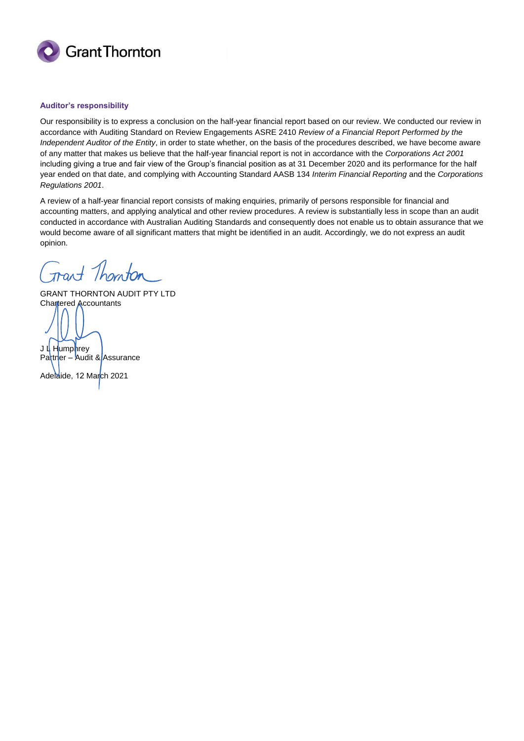### Auditor's responsibility

Our responsibility is to express a conclusion on the half-year financial report based on our review. We conducted our review in accordance with Auditing Standard on Review Engagements ASRE 2410 *Review of a Financial Report Performed by the Independent Auditor of the Entity*, in order to state whether, on the basis of the procedures described, we have become aware of any matter that makes us believe that the half-year financial report is not in accordance with the *Corporations Act 2001* including giving a true and fair view of the Group's financial position as at 31 December 2020 and its performance for the half year ended on that date, and complying with Accounting Standard AASB 134 *Interim Financial Reporting* and the *Corporations Regulations 2001*.

A review of a half-year financial report consists of making enquiries, primarily of persons responsible for financial and accounting matters, and applying analytical and other review procedures. A review is substantially less in scope than an audit conducted in accordance with Australian Auditing Standards and consequently does not enable us to obtain assurance that we would become aware of all significant matters that might be identified in an audit. Accordingly, we do not express an audit opinion.

GRANT THORNTON AUDIT PTY LTD
Chartered Accountants

J L Humphrey
Partner – Audit & Assurance

Adelaide, 12 March 2021